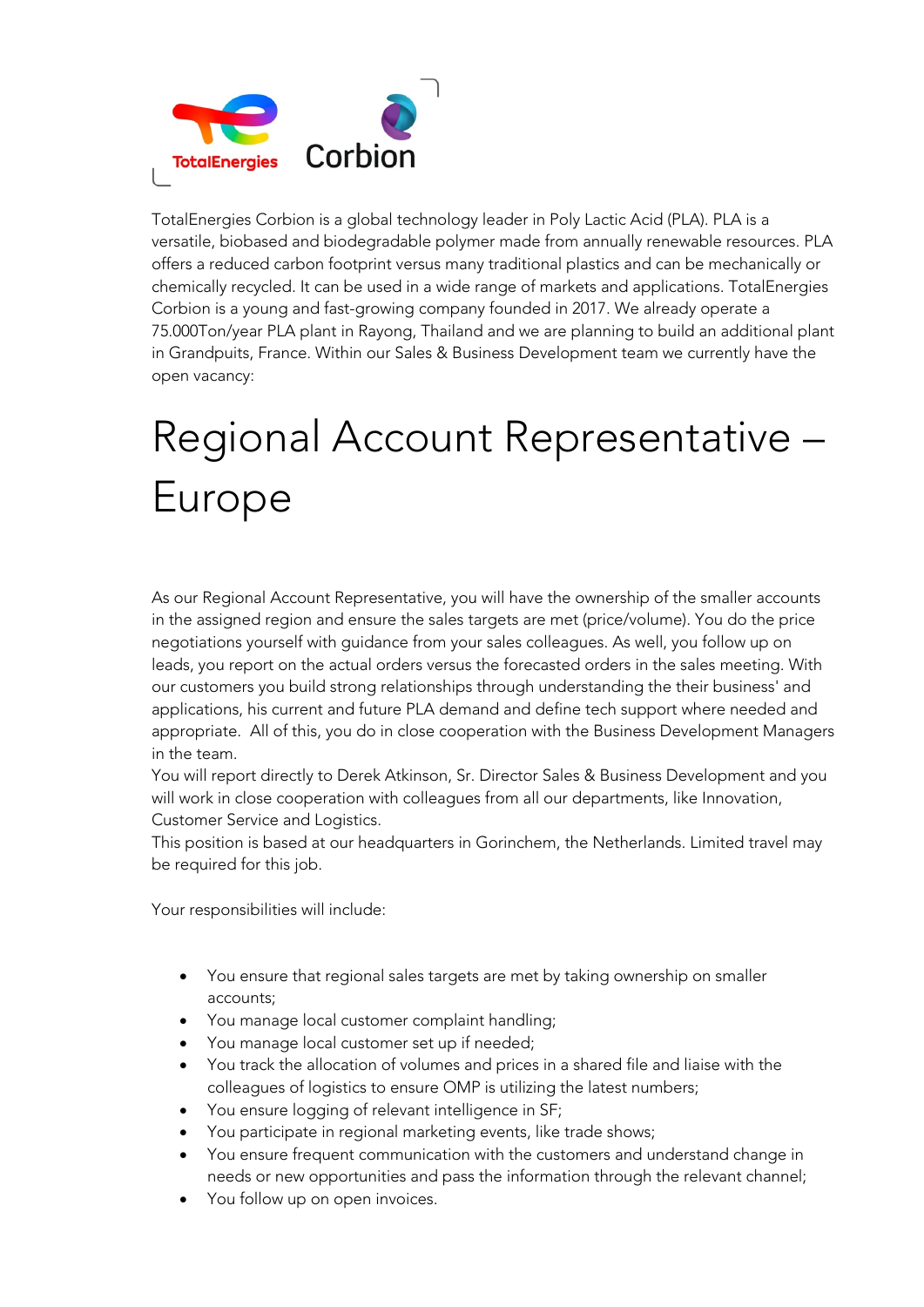TotalEnergies Corbion

TotalEnergies Corbion is a global technology leader in Poly Lactic Acid (PLA). PLA is a versatile, biobased and biodegradable polymer made from annually renewable resources. PLA offers a reduced carbon footprint versus many traditional plastics and can be mechanically or chemically recycled. It can be used in a wide range of markets and applications. TotalEnergies Corbion is a young and fast-growing company founded in 2017. We already operate a 75.000Ton/year PLA plant in Rayong, Thailand and we are planning to build an additional plant in Grandpuits, France. Within our Sales & Business Development team we currently have the open vacancy:

# Regional Account Representative – Europe

As our Regional Account Representative, you will have the ownership of the smaller accounts in the assigned region and ensure the sales targets are met (price/volume). You do the price negotiations yourself with guidance from your sales colleagues. As well, you follow up on leads, you report on the actual orders versus the forecasted orders in the sales meeting. With our customers you build strong relationships through understanding the their business' and applications, his current and future PLA demand and define tech support where needed and appropriate. All of this, you do in close cooperation with the Business Development Managers in the team.

You will report directly to Derek Atkinson, Sr. Director Sales & Business Development and you will work in close cooperation with colleagues from all our departments, like Innovation, Customer Service and Logistics.

This position is based at our headquarters in Gorinchem, the Netherlands. Limited travel may be required for this job.

Your responsibilities will include:

- You ensure that regional sales targets are met by taking ownership on smaller accounts;
- You manage local customer complaint handling;
- You manage local customer set up if needed;
- You track the allocation of volumes and prices in a shared file and liaise with the colleagues of logistics to ensure OMP is utilizing the latest numbers;
- You ensure logging of relevant intelligence in SF;
- You participate in regional marketing events, like trade shows;
- You ensure frequent communication with the customers and understand change in needs or new opportunities and pass the information through the relevant channel;
- You follow up on open invoices.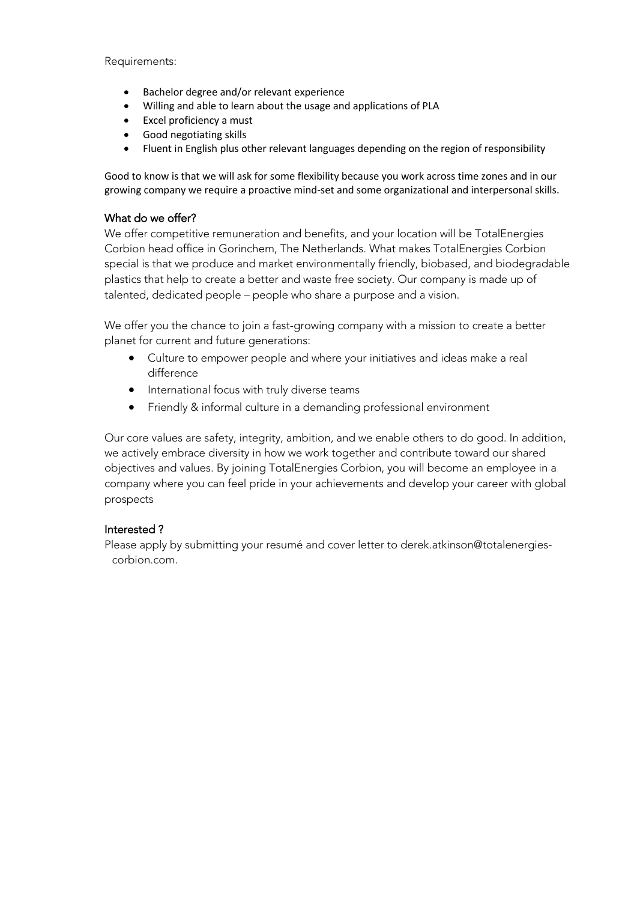Requirements:

- Bachelor degree and/or relevant experience
- Willing and able to learn about the usage and applications of PLA
- Excel proficiency a must
- Good negotiating skills
- Fluent in English plus other relevant languages depending on the region of responsibility

Good to know is that we will ask for some flexibility because you work across time zones and in our growing company we require a proactive mind-set and some organizational and interpersonal skills.

## What do we offer?

We offer competitive remuneration and benefits, and your location will be TotalEnergies Corbion head office in Gorinchem, The Netherlands. What makes TotalEnergies Corbion special is that we produce and market environmentally friendly, biobased, and biodegradable plastics that help to create a better and waste free society. Our company is made up of talented, dedicated people – people who share a purpose and a vision.

We offer you the chance to join a fast-growing company with a mission to create a better planet for current and future generations:

- Culture to empower people and where your initiatives and ideas make a real difference
- International focus with truly diverse teams
- Friendly & informal culture in a demanding professional environment

Our core values are safety, integrity, ambition, and we enable others to do good. In addition, we actively embrace diversity in how we work together and contribute toward our shared objectives and values. By joining TotalEnergies Corbion, you will become an employee in a company where you can feel pride in your achievements and develop your career with global prospects

## Interested ?

Please apply by submitting your resumé and cover letter to derek.atkinson@totalenergies-corbion.com.